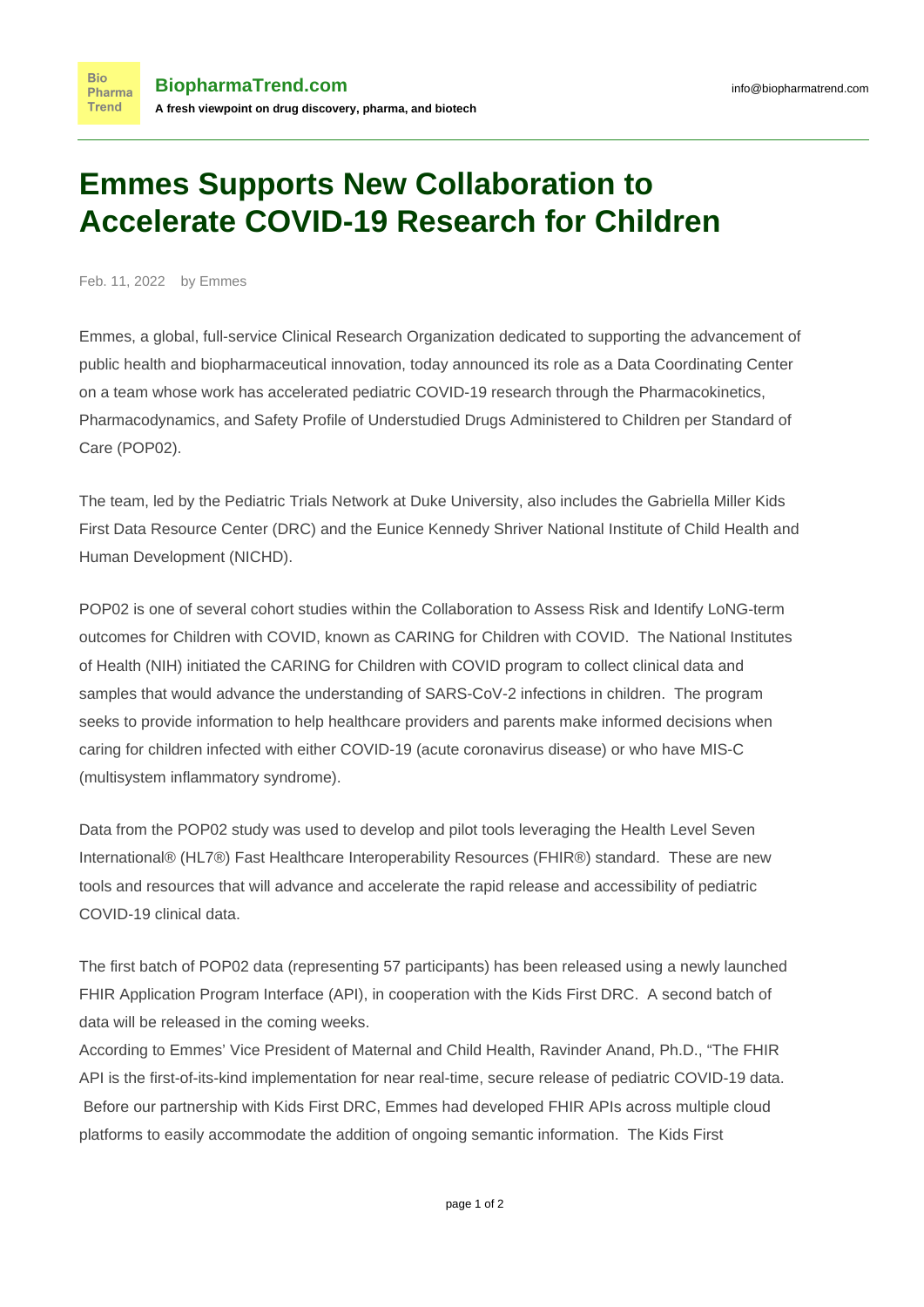# Emmes Supports New Collaboration to Accelerate COVID-19 Research for Children

Feb. 11, 2022 by Emmes

Emmes, a global, full-service Clinical Research Organization dedicated to supporting the advancement of public health and biopharmaceutical innovation, today announced its role as a Data Coordinating Center on a team whose work has accelerated pediatric COVID-19 research through the Pharmacokinetics, Pharmacodynamics, and Safety Profile of Understudied Drugs Administered to Children per Standard of Care (POP02).

The team, led by the Pediatric Trials Network at Duke University, also includes the Gabriella Miller Kids First Data Resource Center (DRC) and the Eunice Kennedy Shriver National Institute of Child Health and Human Development (NICHD).

POP02 is one of several cohort studies within the Collaboration to Assess Risk and Identify LoNG-term outcomes for Children with COVID, known as CARING for Children with COVID. The National Institutes of Health (NIH) initiated the CARING for Children with COVID program to collect clinical data and samples that would advance the understanding of SARS-CoV-2 infections in children. The program seeks to provide information to help healthcare providers and parents make informed decisions when caring for children infected with either COVID-19 (acute coronavirus disease) or who have MIS-C (multisystem inflammatory syndrome).

Data from the POP02 study was used to develop and pilot tools leveraging the Health Level Seven International® (HL7®) Fast Healthcare Interoperability Resources (FHIR®) standard. These are new tools and resources that will advance and accelerate the rapid release and accessibility of pediatric COVID-19 clinical data.

The first batch of POP02 data (representing 57 participants) has been released using a newly launched FHIR Application Program Interface (API), in cooperation with the Kids First DRC. A second batch of data will be released in the coming weeks.

According to Emmes' Vice President of Maternal and Child Health, Ravinder Anand, Ph.D., "The FHIR API is the first-of-its-kind implementation for near real-time, secure release of pediatric COVID-19 data. Before our partnership with Kids First DRC, Emmes had developed FHIR APIs across multiple cloud platforms to easily accommodate the addition of ongoing semantic information. The Kids First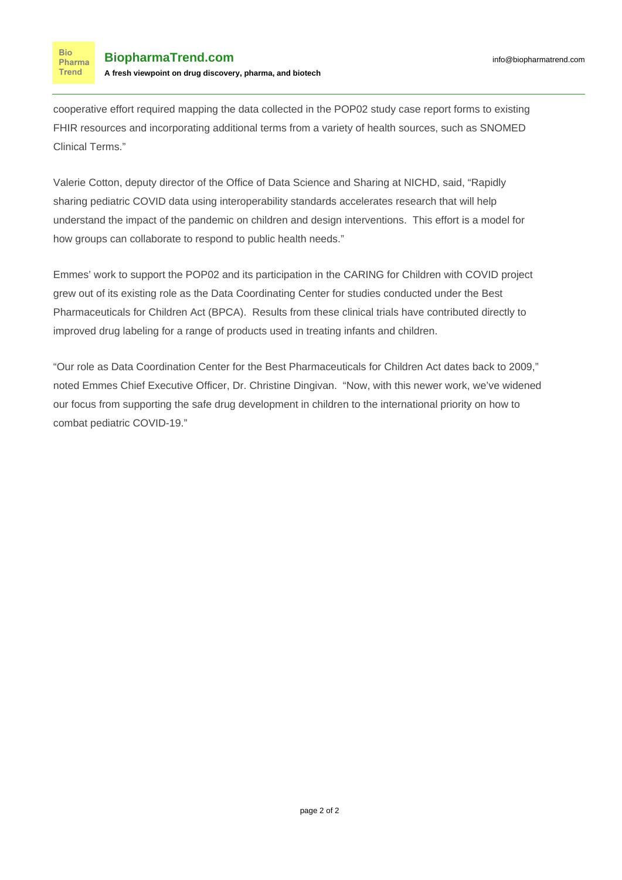cooperative effort required mapping the data collected in the POP02 study case report forms to existing FHIR resources and incorporating additional terms from a variety of health sources, such as SNOMED Clinical Terms."

Valerie Cotton, deputy director of the Office of Data Science and Sharing at NICHD, said, "Rapidly sharing pediatric COVID data using interoperability standards accelerates research that will help understand the impact of the pandemic on children and design interventions.  This effort is a model for how groups can collaborate to respond to public health needs."

Emmes' work to support the POP02 and its participation in the CARING for Children with COVID project grew out of its existing role as the Data Coordinating Center for studies conducted under the Best Pharmaceuticals for Children Act (BPCA).  Results from these clinical trials have contributed directly to improved drug labeling for a range of products used in treating infants and children.

"Our role as Data Coordination Center for the Best Pharmaceuticals for Children Act dates back to 2009," noted Emmes Chief Executive Officer, Dr. Christine Dingivan.  "Now, with this newer work, we've widened our focus from supporting the safe drug development in children to the international priority on how to combat pediatric COVID-19."